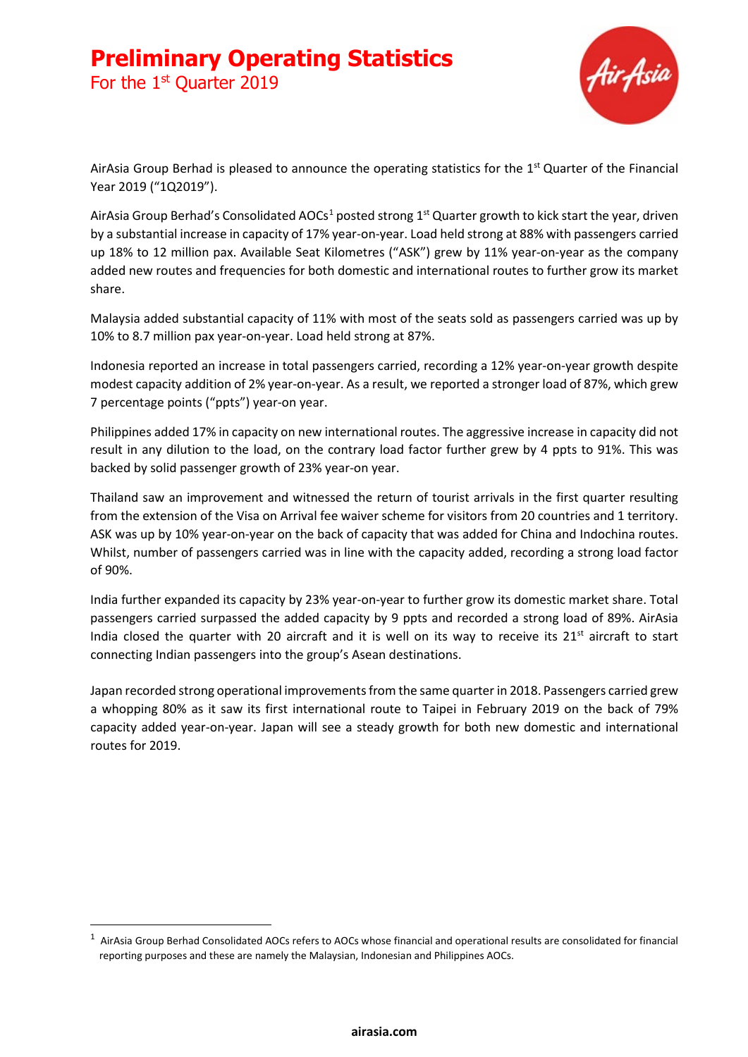# Preliminary Operating Statistics

For the 1st Quarter 2019

AirAsia Group Berhad is pleased to announce the operating statistics for the 1st Quarter of the Financial Year 2019 ("1Q2019").

AirAsia Group Berhad's Consolidated AOCs[1] posted strong 1st Quarter growth to kick start the year, driven by a substantial increase in capacity of 17% year-on-year. Load held strong at 88% with passengers carried up 18% to 12 million pax. Available Seat Kilometres ("ASK") grew by 11% year-on-year as the company added new routes and frequencies for both domestic and international routes to further grow its market share.

Malaysia added substantial capacity of 11% with most of the seats sold as passengers carried was up by 10% to 8.7 million pax year-on-year. Load held strong at 87%.

Indonesia reported an increase in total passengers carried, recording a 12% year-on-year growth despite modest capacity addition of 2% year-on-year. As a result, we reported a stronger load of 87%, which grew 7 percentage points ("ppts") year-on year.

Philippines added 17% in capacity on new international routes. The aggressive increase in capacity did not result in any dilution to the load, on the contrary load factor further grew by 4 ppts to 91%. This was backed by solid passenger growth of 23% year-on year.

Thailand saw an improvement and witnessed the return of tourist arrivals in the first quarter resulting from the extension of the Visa on Arrival fee waiver scheme for visitors from 20 countries and 1 territory. ASK was up by 10% year-on-year on the back of capacity that was added for China and Indochina routes. Whilst, number of passengers carried was in line with the capacity added, recording a strong load factor of 90%.

India further expanded its capacity by 23% year-on-year to further grow its domestic market share. Total passengers carried surpassed the added capacity by 9 ppts and recorded a strong load of 89%. AirAsia India closed the quarter with 20 aircraft and it is well on its way to receive its 21st aircraft to start connecting Indian passengers into the group's Asean destinations.

Japan recorded strong operational improvements from the same quarter in 2018. Passengers carried grew a whopping 80% as it saw its first international route to Taipei in February 2019 on the back of 79% capacity added year-on-year. Japan will see a steady growth for both new domestic and international routes for 2019.

---

[1] AirAsia Group Berhad Consolidated AOCs refers to AOCs whose financial and operational results are consolidated for financial reporting purposes and these are namely the Malaysian, Indonesian and Philippines AOCs.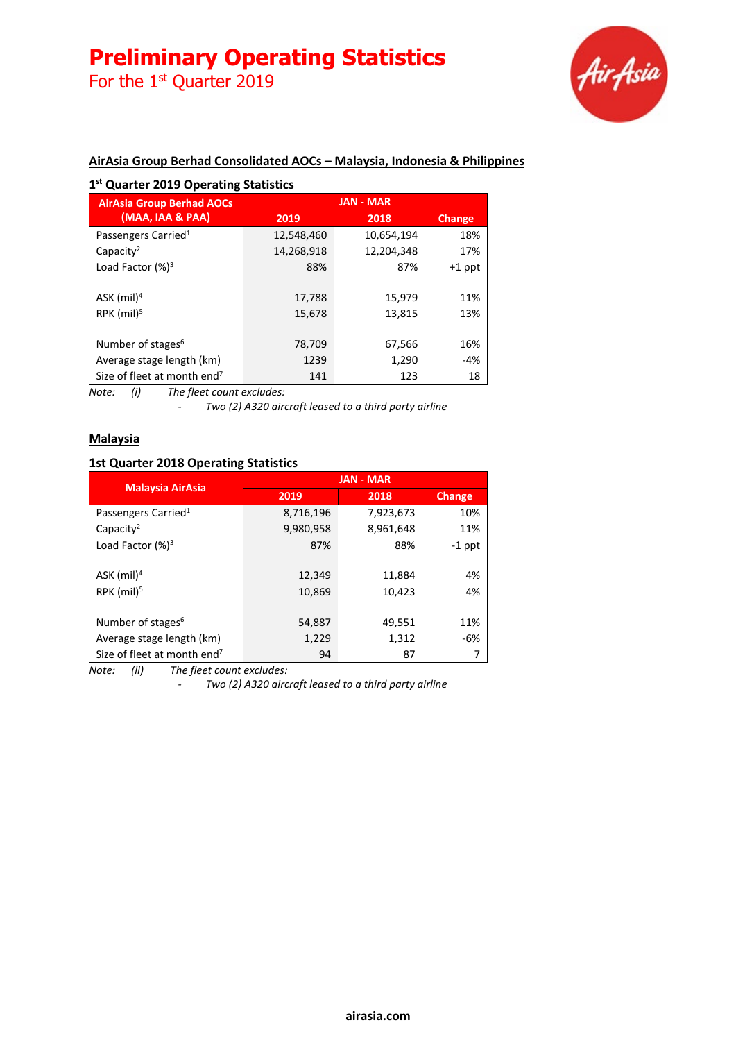# Preliminary Operating Statistics

For the 1[st] Quarter 2019

**AirAsia Group Berhad Consolidated AOCs – Malaysia, Indonesia & Philippines**

**1[st] Quarter 2019 Operating Statistics**

| AirAsia Group Berhad AOCs (MAA, IAA & PAA) | JAN - MAR | | |
|---|---|---|---|
| | 2019 | 2018 | Change |
| Passengers Carried[1] | 12,548,460 | 10,654,194 | 18% |
| Capacity[2] | 14,268,918 | 12,204,348 | 17% |
| Load Factor (%)[3] | 88% | 87% | +1 ppt |
| | | | |
| ASK (mil)[4] | 17,788 | 15,979 | 11% |
| RPK (mil)[5] | 15,678 | 13,815 | 13% |
| | | | |
| Number of stages[6] | 78,709 | 67,566 | 16% |
| Average stage length (km) | 1239 | 1,290 | -4% |
| Size of fleet at month end[7] | 141 | 123 | 18 |

*Note: (i) The fleet count excludes:*

*- Two (2) A320 aircraft leased to a third party airline*

**Malaysia**

**1st Quarter 2018 Operating Statistics**

| Malaysia AirAsia | JAN - MAR | | |
|---|---|---|---|
| | 2019 | 2018 | Change |
| Passengers Carried[1] | 8,716,196 | 7,923,673 | 10% |
| Capacity[2] | 9,980,958 | 8,961,648 | 11% |
| Load Factor (%)[3] | 87% | 88% | -1 ppt |
| | | | |
| ASK (mil)[4] | 12,349 | 11,884 | 4% |
| RPK (mil)[5] | 10,869 | 10,423 | 4% |
| | | | |
| Number of stages[6] | 54,887 | 49,551 | 11% |
| Average stage length (km) | 1,229 | 1,312 | -6% |
| Size of fleet at month end[7] | 94 | 87 | 7 |

*Note: (ii) The fleet count excludes:*

*- Two (2) A320 aircraft leased to a third party airline*

**airasia.com**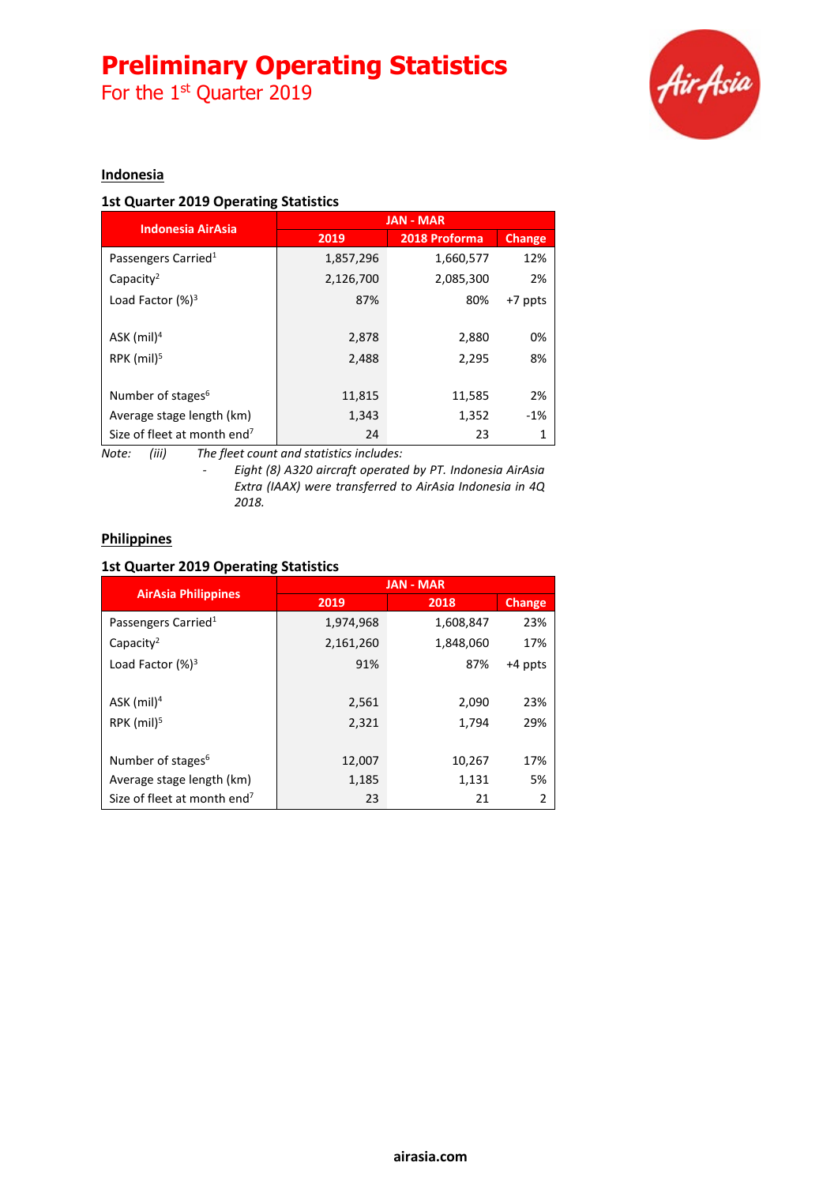# Preliminary Operating Statistics

For the 1st Quarter 2019

## Indonesia

### 1st Quarter 2019 Operating Statistics

| Indonesia AirAsia | JAN - MAR | | |
|---|---|---|---|
| | 2019 | 2018 Proforma | Change |
| Passengers Carried[1] | 1,857,296 | 1,660,577 | 12% |
| Capacity[2] | 2,126,700 | 2,085,300 | 2% |
| Load Factor (%)[3] | 87% | 80% | +7 ppts |
| ASK (mil)[4] | 2,878 | 2,880 | 0% |
| RPK (mil)[5] | 2,488 | 2,295 | 8% |
| Number of stages[6] | 11,815 | 11,585 | 2% |
| Average stage length (km) | 1,343 | 1,352 | -1% |
| Size of fleet at month end[7] | 24 | 23 | 1 |

*Note: (iii) The fleet count and statistics includes:*

- *Eight (8) A320 aircraft operated by PT. Indonesia AirAsia Extra (IAAX) were transferred to AirAsia Indonesia in 4Q 2018.*

## Philippines

### 1st Quarter 2019 Operating Statistics

| AirAsia Philippines | JAN - MAR | | |
|---|---|---|---|
| | 2019 | 2018 | Change |
| Passengers Carried[1] | 1,974,968 | 1,608,847 | 23% |
| Capacity[2] | 2,161,260 | 1,848,060 | 17% |
| Load Factor (%)[3] | 91% | 87% | +4 ppts |
| ASK (mil)[4] | 2,561 | 2,090 | 23% |
| RPK (mil)[5] | 2,321 | 1,794 | 29% |
| Number of stages[6] | 12,007 | 10,267 | 17% |
| Average stage length (km) | 1,185 | 1,131 | 5% |
| Size of fleet at month end[7] | 23 | 21 | 2 |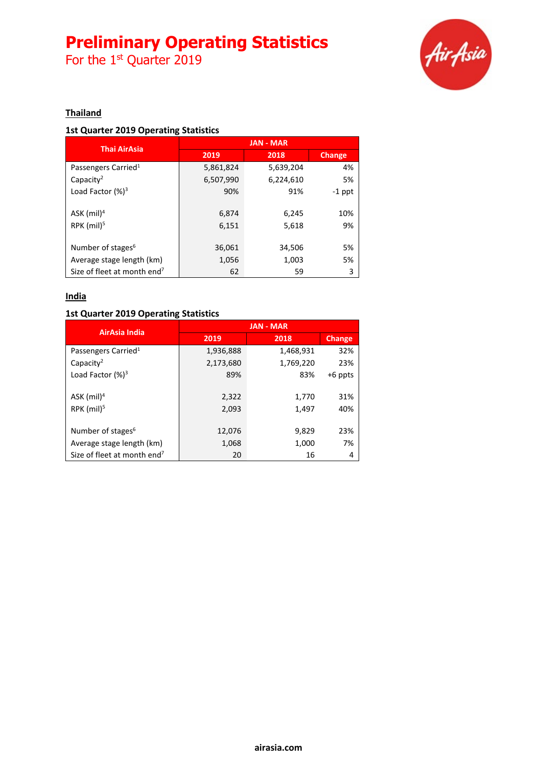# Preliminary Operating Statistics

For the 1st Quarter 2019

**Thailand**

**1st Quarter 2019 Operating Statistics**

| Thai AirAsia | JAN - MAR | | |
|---|---|---|---|
| | 2019 | 2018 | Change |
| Passengers Carried[1] | 5,861,824 | 5,639,204 | 4% |
| Capacity[2] | 6,507,990 | 6,224,610 | 5% |
| Load Factor (%)[3] | 90% | 91% | -1 ppt |
| | | | |
| ASK (mil)[4] | 6,874 | 6,245 | 10% |
| RPK (mil)[5] | 6,151 | 5,618 | 9% |
| | | | |
| Number of stages[6] | 36,061 | 34,506 | 5% |
| Average stage length (km) | 1,056 | 1,003 | 5% |
| Size of fleet at month end[7] | 62 | 59 | 3 |

**India**

**1st Quarter 2019 Operating Statistics**

| AirAsia India | JAN - MAR | | |
|---|---|---|---|
| | 2019 | 2018 | Change |
| Passengers Carried[1] | 1,936,888 | 1,468,931 | 32% |
| Capacity[2] | 2,173,680 | 1,769,220 | 23% |
| Load Factor (%)[3] | 89% | 83% | +6 ppts |
| | | | |
| ASK (mil)[4] | 2,322 | 1,770 | 31% |
| RPK (mil)[5] | 2,093 | 1,497 | 40% |
| | | | |
| Number of stages[6] | 12,076 | 9,829 | 23% |
| Average stage length (km) | 1,068 | 1,000 | 7% |
| Size of fleet at month end[7] | 20 | 16 | 4 |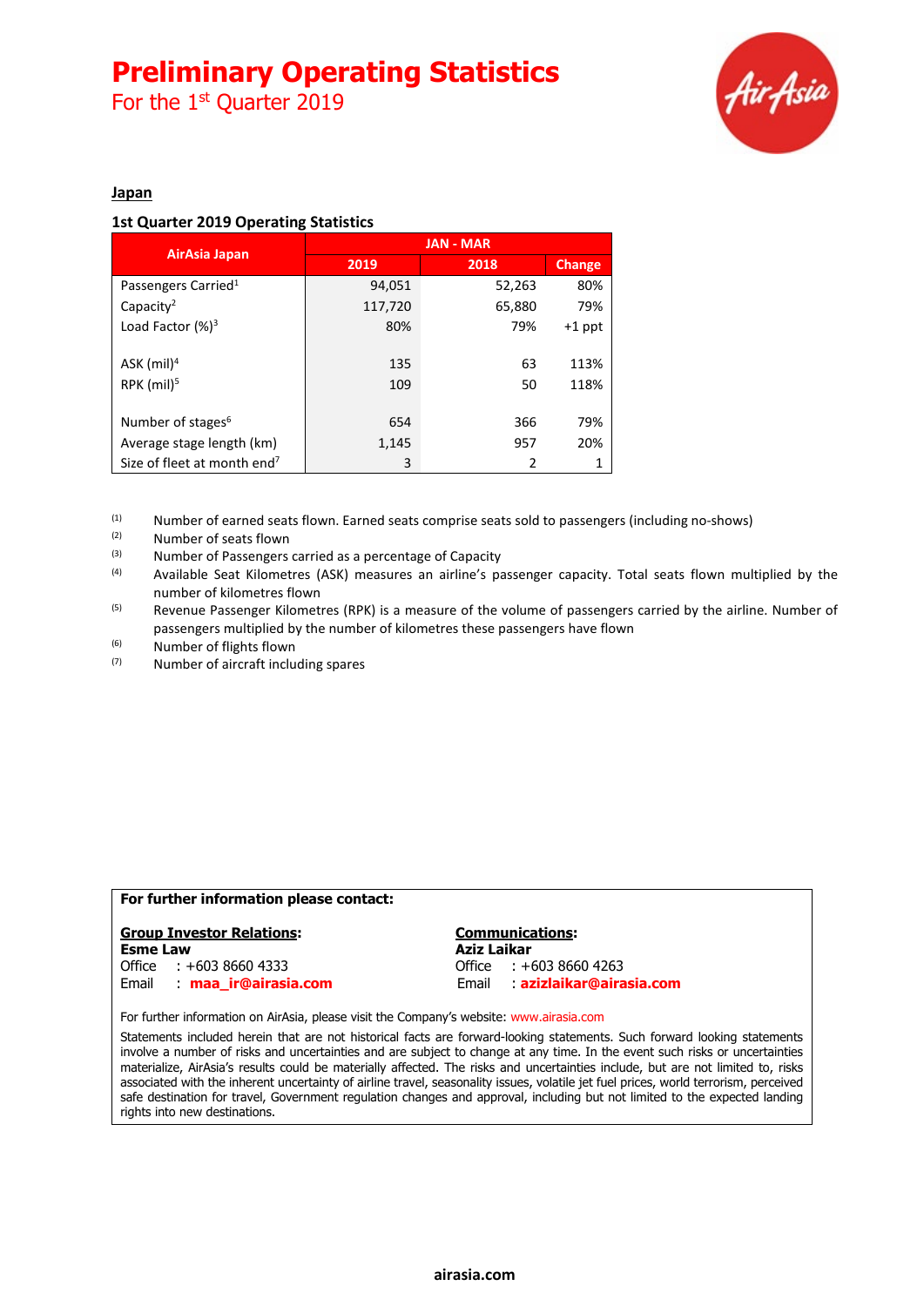# Preliminary Operating Statistics

For the 1st Quarter 2019

## Japan

### 1st Quarter 2019 Operating Statistics

| AirAsia Japan | JAN - MAR | | |
|---|---|---|---|
| | 2019 | 2018 | Change |
| Passengers Carried[1] | 94,051 | 52,263 | 80% |
| Capacity[2] | 117,720 | 65,880 | 79% |
| Load Factor (%)[3] | 80% | 79% | +1 ppt |
| ASK (mil)[4] | 135 | 63 | 113% |
| RPK (mil)[5] | 109 | 50 | 118% |
| Number of stages[6] | 654 | 366 | 79% |
| Average stage length (km) | 1,145 | 957 | 20% |
| Size of fleet at month end[7] | 3 | 2 | 1 |

(1) Number of earned seats flown. Earned seats comprise seats sold to passengers (including no-shows)
(2) Number of seats flown
(3) Number of Passengers carried as a percentage of Capacity
(4) Available Seat Kilometres (ASK) measures an airline's passenger capacity. Total seats flown multiplied by the number of kilometres flown
(5) Revenue Passenger Kilometres (RPK) is a measure of the volume of passengers carried by the airline. Number of passengers multiplied by the number of kilometres these passengers have flown
(6) Number of flights flown
(7) Number of aircraft including spares

**For further information please contact:**

**Group Investor Relations:**
**Esme Law**
Office : +603 8660 4333
Email : **maa_ir@airasia.com**

**Communications:**
**Aziz Laikar**
Office : +603 8660 4263
Email : **azizlaikar@airasia.com**

For further information on AirAsia, please visit the Company's website: www.airasia.com

Statements included herein that are not historical facts are forward-looking statements. Such forward looking statements involve a number of risks and uncertainties and are subject to change at any time. In the event such risks or uncertainties materialize, AirAsia's results could be materially affected. The risks and uncertainties include, but are not limited to, risks associated with the inherent uncertainty of airline travel, seasonality issues, volatile jet fuel prices, world terrorism, perceived safe destination for travel, Government regulation changes and approval, including but not limited to the expected landing rights into new destinations.